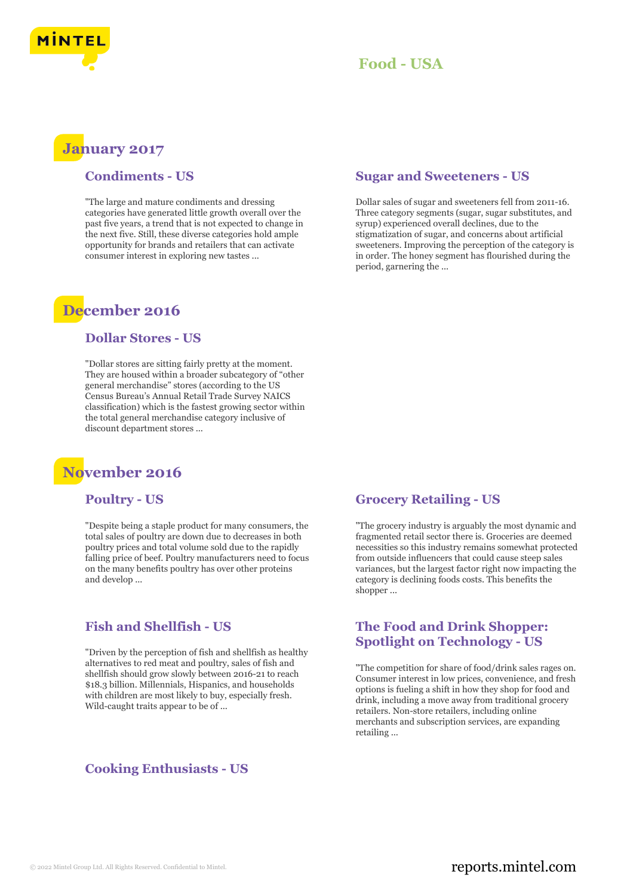# Food - USA

## January 2017

### Condiments - US

"The large and mature condiments and dressing categories have generated little growth overall over the past five years, a trend that is not expected to change in the next five. Still, these diverse categories hold ample opportunity for brands and retailers that can activate consumer interest in exploring new tastes ...

### Sugar and Sweeteners - US

Dollar sales of sugar and sweeteners fell from 2011-16. Three category segments (sugar, sugar substitutes, and syrup) experienced overall declines, due to the stigmatization of sugar, and concerns about artificial sweeteners. Improving the perception of the category is in order. The honey segment has flourished during the period, garnering the ...

## December 2016

### Dollar Stores - US

"Dollar stores are sitting fairly pretty at the moment. They are housed within a broader subcategory of "other general merchandise" stores (according to the US Census Bureau's Annual Retail Trade Survey NAICS classification) which is the fastest growing sector within the total general merchandise category inclusive of discount department stores ...

## November 2016

### Poultry - US

"Despite being a staple product for many consumers, the total sales of poultry are down due to decreases in both poultry prices and total volume sold due to the rapidly falling price of beef. Poultry manufacturers need to focus on the many benefits poultry has over other proteins and develop ...

### Grocery Retailing - US

"The grocery industry is arguably the most dynamic and fragmented retail sector there is. Groceries are deemed necessities so this industry remains somewhat protected from outside influencers that could cause steep sales variances, but the largest factor right now impacting the category is declining foods costs. This benefits the shopper ...

### Fish and Shellfish - US

"Driven by the perception of fish and shellfish as healthy alternatives to red meat and poultry, sales of fish and shellfish should grow slowly between 2016-21 to reach $18.3 billion. Millennials, Hispanics, and households with children are most likely to buy, especially fresh. Wild-caught traits appear to be of ...

### The Food and Drink Shopper: Spotlight on Technology - US

"The competition for share of food/drink sales rages on. Consumer interest in low prices, convenience, and fresh options is fueling a shift in how they shop for food and drink, including a move away from traditional grocery retailers. Non-store retailers, including online merchants and subscription services, are expanding retailing ...

### Cooking Enthusiasts - US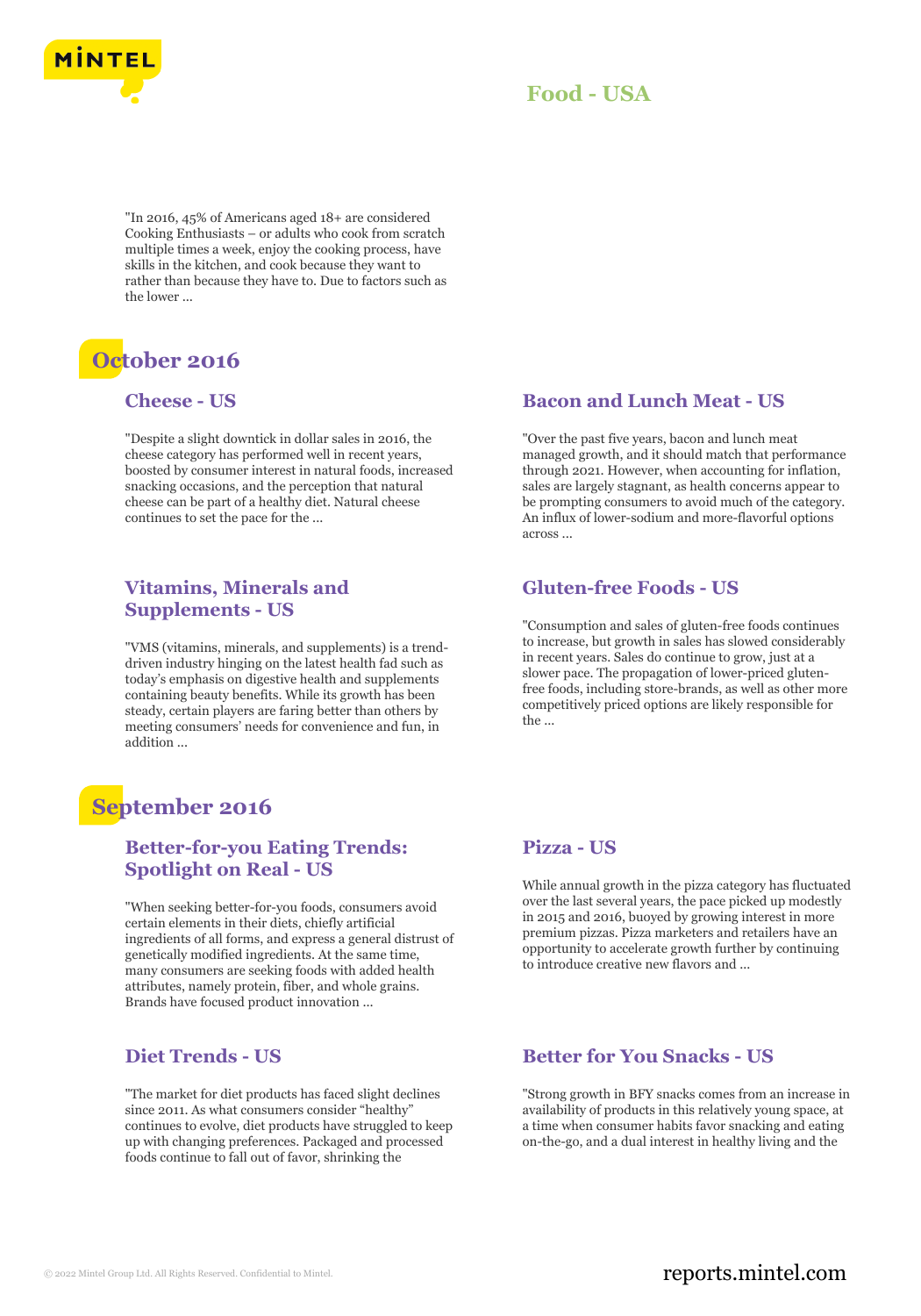# Food - USA

"In 2016, 45% of Americans aged 18+ are considered Cooking Enthusiasts – or adults who cook from scratch multiple times a week, enjoy the cooking process, have skills in the kitchen, and cook because they want to rather than because they have to. Due to factors such as the lower ...

## October 2016

### Cheese - US

"Despite a slight downtick in dollar sales in 2016, the cheese category has performed well in recent years, boosted by consumer interest in natural foods, increased snacking occasions, and the perception that natural cheese can be part of a healthy diet. Natural cheese continues to set the pace for the ...

### Bacon and Lunch Meat - US

"Over the past five years, bacon and lunch meat managed growth, and it should match that performance through 2021. However, when accounting for inflation, sales are largely stagnant, as health concerns appear to be prompting consumers to avoid much of the category. An influx of lower-sodium and more-flavorful options across ...

### Vitamins, Minerals and Supplements - US

"VMS (vitamins, minerals, and supplements) is a trend-driven industry hinging on the latest health fad such as today's emphasis on digestive health and supplements containing beauty benefits. While its growth has been steady, certain players are faring better than others by meeting consumers' needs for convenience and fun, in addition ...

### Gluten-free Foods - US

"Consumption and sales of gluten-free foods continues to increase, but growth in sales has slowed considerably in recent years. Sales do continue to grow, just at a slower pace. The propagation of lower-priced gluten-free foods, including store-brands, as well as other more competitively priced options are likely responsible for the ...

## September 2016

### Better-for-you Eating Trends: Spotlight on Real - US

"When seeking better-for-you foods, consumers avoid certain elements in their diets, chiefly artificial ingredients of all forms, and express a general distrust of genetically modified ingredients. At the same time, many consumers are seeking foods with added health attributes, namely protein, fiber, and whole grains. Brands have focused product innovation ...

### Pizza - US

While annual growth in the pizza category has fluctuated over the last several years, the pace picked up modestly in 2015 and 2016, buoyed by growing interest in more premium pizzas. Pizza marketers and retailers have an opportunity to accelerate growth further by continuing to introduce creative new flavors and ...

### Diet Trends - US

"The market for diet products has faced slight declines since 2011. As what consumers consider "healthy" continues to evolve, diet products have struggled to keep up with changing preferences. Packaged and processed foods continue to fall out of favor, shrinking the

### Better for You Snacks - US

"Strong growth in BFY snacks comes from an increase in availability of products in this relatively young space, at a time when consumer habits favor snacking and eating on-the-go, and a dual interest in healthy living and the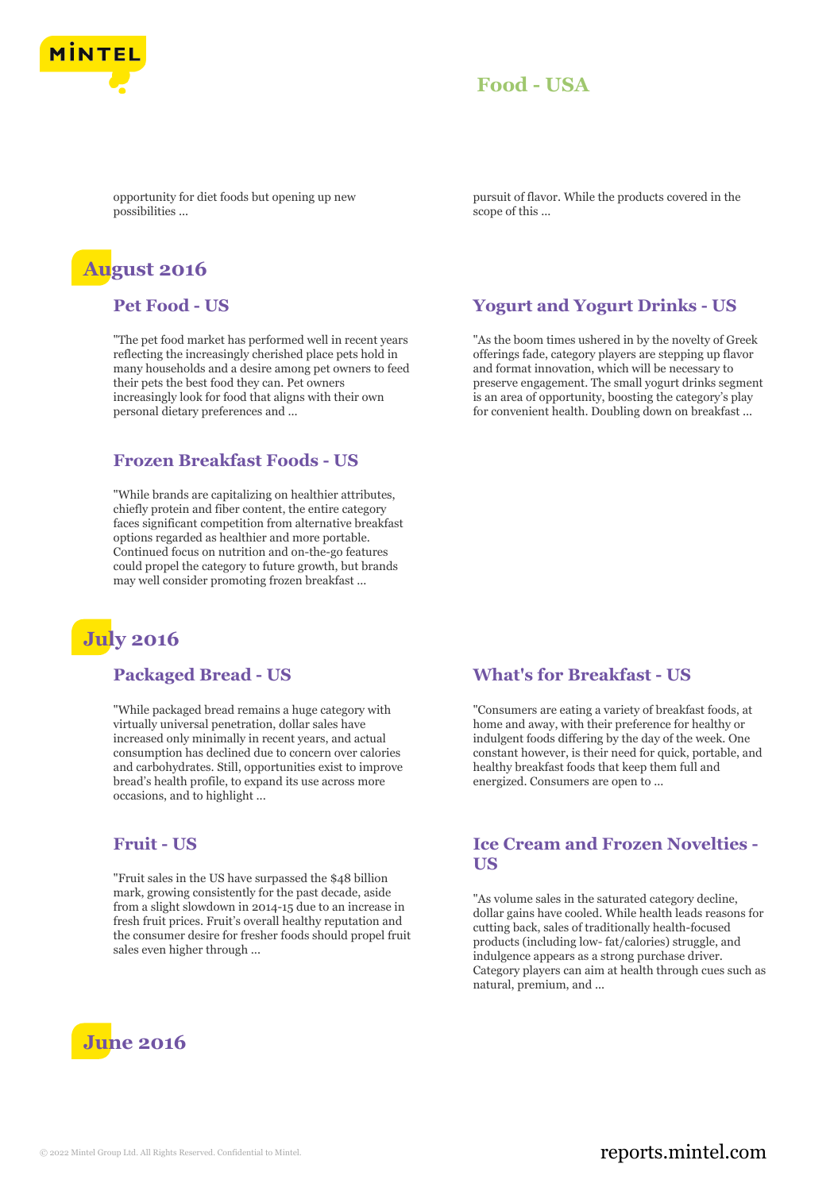opportunity for diet foods but opening up new possibilities ...

pursuit of flavor. While the products covered in the scope of this ...

## August 2016

### Pet Food - US

"The pet food market has performed well in recent years reflecting the increasingly cherished place pets hold in many households and a desire among pet owners to feed their pets the best food they can. Pet owners increasingly look for food that aligns with their own personal dietary preferences and ...

### Yogurt and Yogurt Drinks - US

"As the boom times ushered in by the novelty of Greek offerings fade, category players are stepping up flavor and format innovation, which will be necessary to preserve engagement. The small yogurt drinks segment is an area of opportunity, boosting the category's play for convenient health. Doubling down on breakfast ...

### Frozen Breakfast Foods - US

"While brands are capitalizing on healthier attributes, chiefly protein and fiber content, the entire category faces significant competition from alternative breakfast options regarded as healthier and more portable. Continued focus on nutrition and on-the-go features could propel the category to future growth, but brands may well consider promoting frozen breakfast ...

## July 2016

### Packaged Bread - US

"While packaged bread remains a huge category with virtually universal penetration, dollar sales have increased only minimally in recent years, and actual consumption has declined due to concern over calories and carbohydrates. Still, opportunities exist to improve bread's health profile, to expand its use across more occasions, and to highlight ...

### What's for Breakfast - US

"Consumers are eating a variety of breakfast foods, at home and away, with their preference for healthy or indulgent foods differing by the day of the week. One constant however, is their need for quick, portable, and healthy breakfast foods that keep them full and energized. Consumers are open to ...

### Fruit - US

"Fruit sales in the US have surpassed the $48 billion mark, growing consistently for the past decade, aside from a slight slowdown in 2014-15 due to an increase in fresh fruit prices. Fruit's overall healthy reputation and the consumer desire for fresher foods should propel fruit sales even higher through ...

### Ice Cream and Frozen Novelties - US

"As volume sales in the saturated category decline, dollar gains have cooled. While health leads reasons for cutting back, sales of traditionally health-focused products (including low- fat/calories) struggle, and indulgence appears as a strong purchase driver. Category players can aim at health through cues such as natural, premium, and ...

## June 2016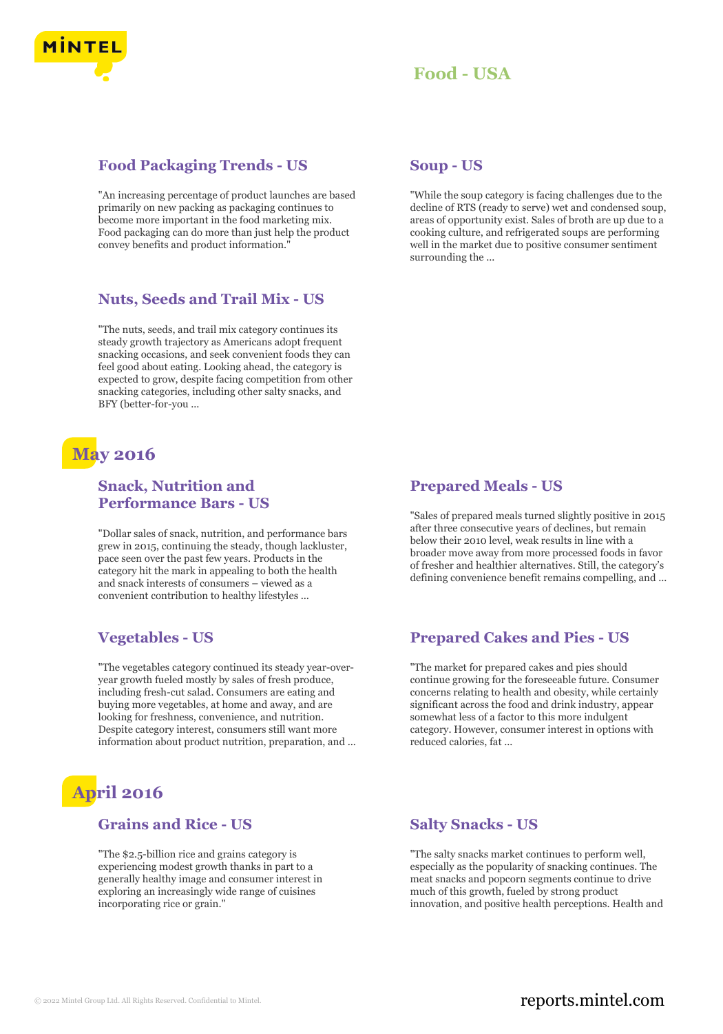# Food - USA

### Food Packaging Trends - US

"An increasing percentage of product launches are based primarily on new packing as packaging continues to become more important in the food marketing mix. Food packaging can do more than just help the product convey benefits and product information."

### Soup - US

"While the soup category is facing challenges due to the decline of RTS (ready to serve) wet and condensed soup, areas of opportunity exist. Sales of broth are up due to a cooking culture, and refrigerated soups are performing well in the market due to positive consumer sentiment surrounding the ...

### Nuts, Seeds and Trail Mix - US

"The nuts, seeds, and trail mix category continues its steady growth trajectory as Americans adopt frequent snacking occasions, and seek convenient foods they can feel good about eating. Looking ahead, the category is expected to grow, despite facing competition from other snacking categories, including other salty snacks, and BFY (better-for-you ...

## May 2016

### Snack, Nutrition and Performance Bars - US

"Dollar sales of snack, nutrition, and performance bars grew in 2015, continuing the steady, though lackluster, pace seen over the past few years. Products in the category hit the mark in appealing to both the health and snack interests of consumers – viewed as a convenient contribution to healthy lifestyles ...

### Prepared Meals - US

"Sales of prepared meals turned slightly positive in 2015 after three consecutive years of declines, but remain below their 2010 level, weak results in line with a broader move away from more processed foods in favor of fresher and healthier alternatives. Still, the category's defining convenience benefit remains compelling, and ...

### Vegetables - US

"The vegetables category continued its steady year-over-year growth fueled mostly by sales of fresh produce, including fresh-cut salad. Consumers are eating and buying more vegetables, at home and away, and are looking for freshness, convenience, and nutrition. Despite category interest, consumers still want more information about product nutrition, preparation, and ...

### Prepared Cakes and Pies - US

"The market for prepared cakes and pies should continue growing for the foreseeable future. Consumer concerns relating to health and obesity, while certainly significant across the food and drink industry, appear somewhat less of a factor to this more indulgent category. However, consumer interest in options with reduced calories, fat ...

## April 2016

### Grains and Rice - US

"The $2.5-billion rice and grains category is experiencing modest growth thanks in part to a generally healthy image and consumer interest in exploring an increasingly wide range of cuisines incorporating rice or grain."

### Salty Snacks - US

"The salty snacks market continues to perform well, especially as the popularity of snacking continues. The meat snacks and popcorn segments continue to drive much of this growth, fueled by strong product innovation, and positive health perceptions. Health and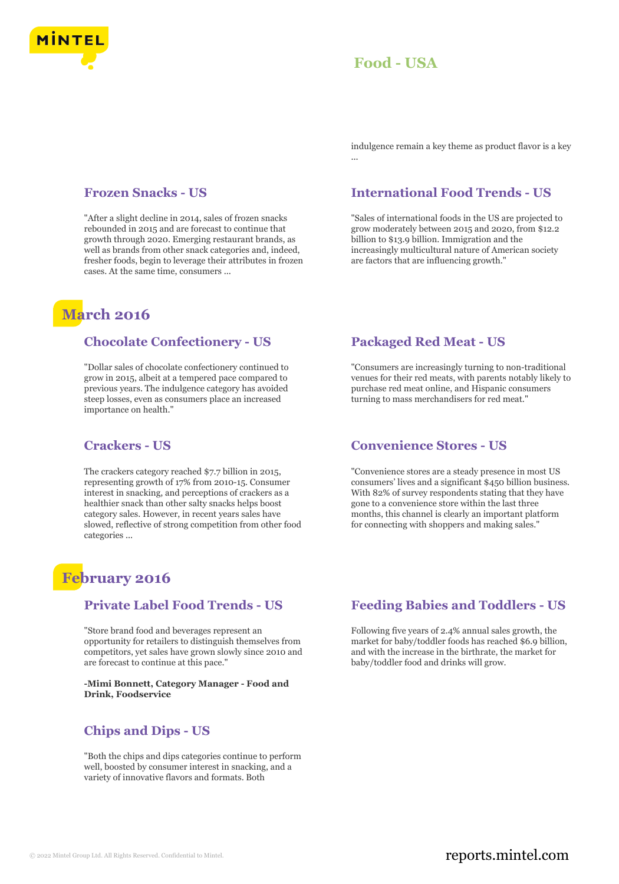indulgence remain a key theme as product flavor is a key ...

### Frozen Snacks - US

"After a slight decline in 2014, sales of frozen snacks rebounded in 2015 and are forecast to continue that growth through 2020. Emerging restaurant brands, as well as brands from other snack categories and, indeed, fresher foods, begin to leverage their attributes in frozen cases. At the same time, consumers ...

### International Food Trends - US

"Sales of international foods in the US are projected to grow moderately between 2015 and 2020, from $12.2 billion to $13.9 billion. Immigration and the increasingly multicultural nature of American society are factors that are influencing growth."

## March 2016

### Chocolate Confectionery - US

"Dollar sales of chocolate confectionery continued to grow in 2015, albeit at a tempered pace compared to previous years. The indulgence category has avoided steep losses, even as consumers place an increased importance on health."

### Packaged Red Meat - US

"Consumers are increasingly turning to non-traditional venues for their red meats, with parents notably likely to purchase red meat online, and Hispanic consumers turning to mass merchandisers for red meat."

### Crackers - US

The crackers category reached $7.7 billion in 2015, representing growth of 17% from 2010-15. Consumer interest in snacking, and perceptions of crackers as a healthier snack than other salty snacks helps boost category sales. However, in recent years sales have slowed, reflective of strong competition from other food categories ...

### Convenience Stores - US

"Convenience stores are a steady presence in most US consumers' lives and a significant $450 billion business. With 82% of survey respondents stating that they have gone to a convenience store within the last three months, this channel is clearly an important platform for connecting with shoppers and making sales."

## February 2016

### Private Label Food Trends - US

"Store brand food and beverages represent an opportunity for retailers to distinguish themselves from competitors, yet sales have grown slowly since 2010 and are forecast to continue at this pace."

**-Mimi Bonnett, Category Manager - Food and Drink, Foodservice**

### Chips and Dips - US

"Both the chips and dips categories continue to perform well, boosted by consumer interest in snacking, and a variety of innovative flavors and formats. Both

### Feeding Babies and Toddlers - US

Following five years of 2.4% annual sales growth, the market for baby/toddler foods has reached $6.9 billion, and with the increase in the birthrate, the market for baby/toddler food and drinks will grow.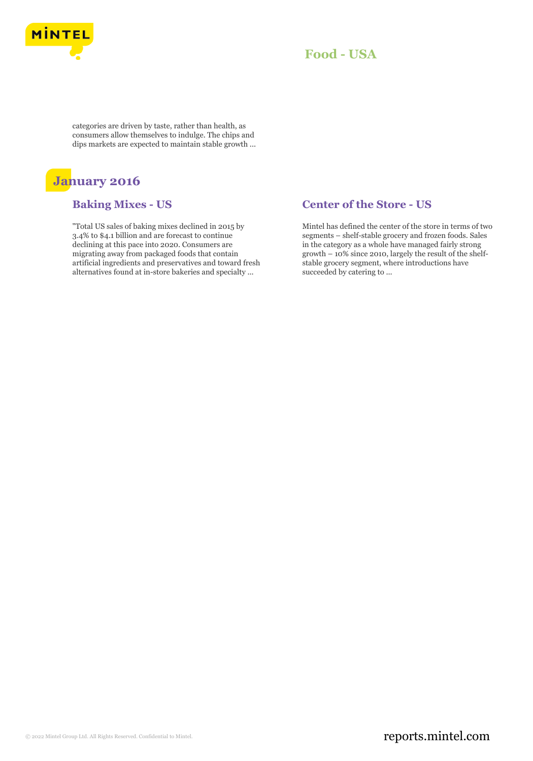categories are driven by taste, rather than health, as consumers allow themselves to indulge. The chips and dips markets are expected to maintain stable growth ...

## January 2016

### Baking Mixes - US

"Total US sales of baking mixes declined in 2015 by 3.4% to $4.1 billion and are forecast to continue declining at this pace into 2020. Consumers are migrating away from packaged foods that contain artificial ingredients and preservatives and toward fresh alternatives found at in-store bakeries and specialty ...

### Center of the Store - US

Mintel has defined the center of the store in terms of two segments – shelf-stable grocery and frozen foods. Sales in the category as a whole have managed fairly strong growth – 10% since 2010, largely the result of the shelf-stable grocery segment, where introductions have succeeded by catering to ...